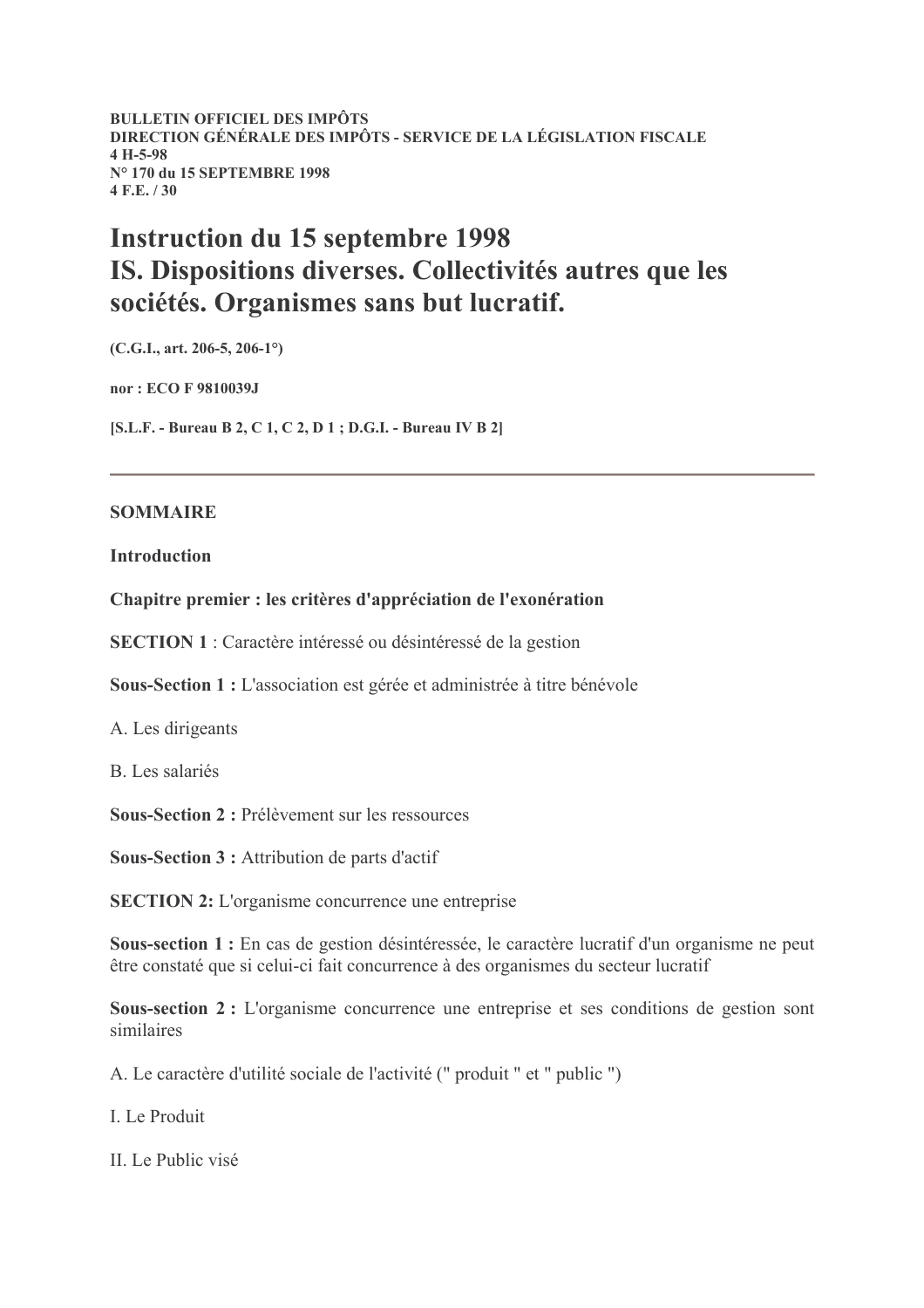**BULLETIN OFFICIEL DES IMPÔTS**
**DIRECTION GÉNÉRALE DES IMPÔTS - SERVICE DE LA LÉGISLATION FISCALE**
**4 H-5-98**
**N° 170 du 15 SEPTEMBRE 1998**
**4 F.E. / 30**

# Instruction du 15 septembre 1998
# IS. Dispositions diverses. Collectivités autres que les sociétés. Organismes sans but lucratif.

**(C.G.I., art. 206-5, 206-1°)**

**nor : ECO F 9810039J**

**[S.L.F. - Bureau B 2, C 1, C 2, D 1 ; D.G.I. - Bureau IV B 2]**

---

**SOMMAIRE**

**Introduction**

**Chapitre premier : les critères d'appréciation de l'exonération**

**SECTION 1** : Caractère intéressé ou désintéressé de la gestion

**Sous-Section 1 :** L'association est gérée et administrée à titre bénévole

A. Les dirigeants

B. Les salariés

**Sous-Section 2 :** Prélèvement sur les ressources

**Sous-Section 3 :** Attribution de parts d'actif

**SECTION 2:** L'organisme concurrence une entreprise

**Sous-section 1 :** En cas de gestion désintéressée, le caractère lucratif d'un organisme ne peut être constaté que si celui-ci fait concurrence à des organismes du secteur lucratif

**Sous-section 2 :** L'organisme concurrence une entreprise et ses conditions de gestion sont similaires

A. Le caractère d'utilité sociale de l'activité (" produit " et " public ")

I. Le Produit

II. Le Public visé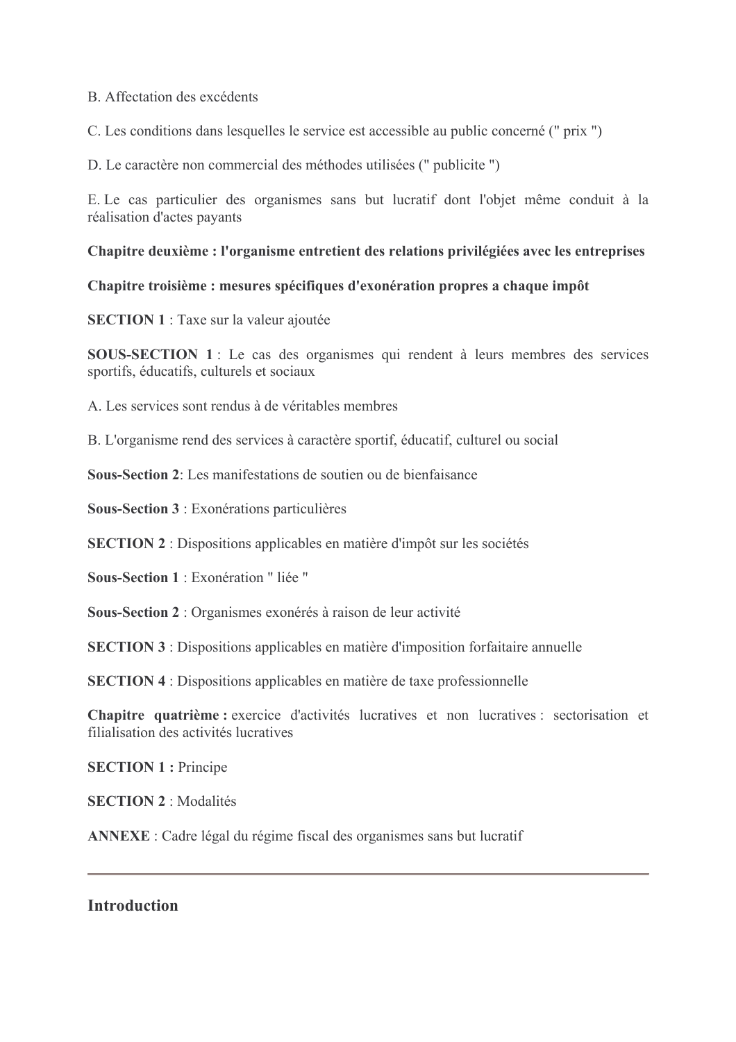B. Affectation des excédents

C. Les conditions dans lesquelles le service est accessible au public concerné (" prix ")

D. Le caractère non commercial des méthodes utilisées (" publicite ")

E. Le cas particulier des organismes sans but lucratif dont l'objet même conduit à la réalisation d'actes payants

**Chapitre deuxième : l'organisme entretient des relations privilégiées avec les entreprises**

**Chapitre troisième : mesures spécifiques d'exonération propres a chaque impôt**

**SECTION 1** : Taxe sur la valeur ajoutée

**SOUS-SECTION 1** : Le cas des organismes qui rendent à leurs membres des services sportifs, éducatifs, culturels et sociaux

A. Les services sont rendus à de véritables membres

B. L'organisme rend des services à caractère sportif, éducatif, culturel ou social

**Sous-Section 2**: Les manifestations de soutien ou de bienfaisance

**Sous-Section 3** : Exonérations particulières

**SECTION 2** : Dispositions applicables en matière d'impôt sur les sociétés

**Sous-Section 1** : Exonération " liée "

**Sous-Section 2** : Organismes exonérés à raison de leur activité

**SECTION 3** : Dispositions applicables en matière d'imposition forfaitaire annuelle

**SECTION 4** : Dispositions applicables en matière de taxe professionnelle

**Chapitre quatrième :** exercice d'activités lucratives et non lucratives : sectorisation et filialisation des activités lucratives

**SECTION 1 :** Principe

**SECTION 2** : Modalités

**ANNEXE** : Cadre légal du régime fiscal des organismes sans but lucratif

---

## Introduction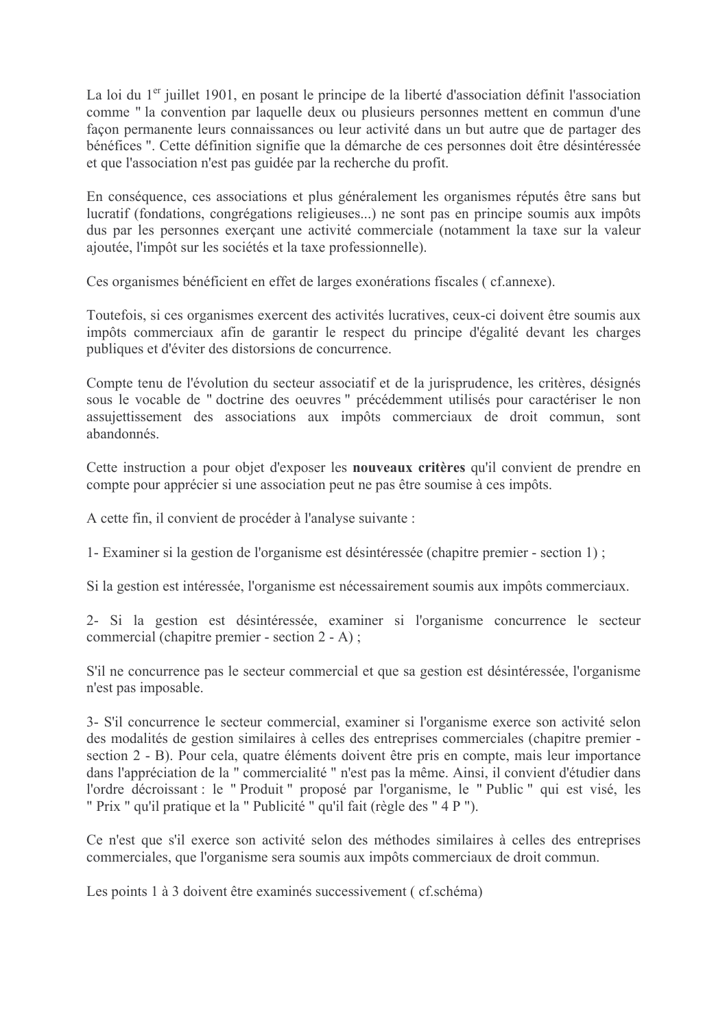La loi du 1[er] juillet 1901, en posant le principe de la liberté d'association définit l'association comme " la convention par laquelle deux ou plusieurs personnes mettent en commun d'une façon permanente leurs connaissances ou leur activité dans un but autre que de partager des bénéfices ". Cette définition signifie que la démarche de ces personnes doit être désintéressée et que l'association n'est pas guidée par la recherche du profit.

En conséquence, ces associations et plus généralement les organismes réputés être sans but lucratif (fondations, congrégations religieuses...) ne sont pas en principe soumis aux impôts dus par les personnes exerçant une activité commerciale (notamment la taxe sur la valeur ajoutée, l'impôt sur les sociétés et la taxe professionnelle).

Ces organismes bénéficient en effet de larges exonérations fiscales ( cf.annexe).

Toutefois, si ces organismes exercent des activités lucratives, ceux-ci doivent être soumis aux impôts commerciaux afin de garantir le respect du principe d'égalité devant les charges publiques et d'éviter des distorsions de concurrence.

Compte tenu de l'évolution du secteur associatif et de la jurisprudence, les critères, désignés sous le vocable de " doctrine des oeuvres " précédemment utilisés pour caractériser le non assujettissement des associations aux impôts commerciaux de droit commun, sont abandonnés.

Cette instruction a pour objet d'exposer les **nouveaux critères** qu'il convient de prendre en compte pour apprécier si une association peut ne pas être soumise à ces impôts.

A cette fin, il convient de procéder à l'analyse suivante :

1- Examiner si la gestion de l'organisme est désintéressée (chapitre premier - section 1) ;

Si la gestion est intéressée, l'organisme est nécessairement soumis aux impôts commerciaux.

2- Si la gestion est désintéressée, examiner si l'organisme concurrence le secteur commercial (chapitre premier - section 2 - A) ;

S'il ne concurrence pas le secteur commercial et que sa gestion est désintéressée, l'organisme n'est pas imposable.

3- S'il concurrence le secteur commercial, examiner si l'organisme exerce son activité selon des modalités de gestion similaires à celles des entreprises commerciales (chapitre premier - section 2 - B). Pour cela, quatre éléments doivent être pris en compte, mais leur importance dans l'appréciation de la " commercialité " n'est pas la même. Ainsi, il convient d'étudier dans l'ordre décroissant : le " Produit " proposé par l'organisme, le " Public " qui est visé, les " Prix " qu'il pratique et la " Publicité " qu'il fait (règle des " 4 P ").

Ce n'est que s'il exerce son activité selon des méthodes similaires à celles des entreprises commerciales, que l'organisme sera soumis aux impôts commerciaux de droit commun.

Les points 1 à 3 doivent être examinés successivement ( cf.schéma)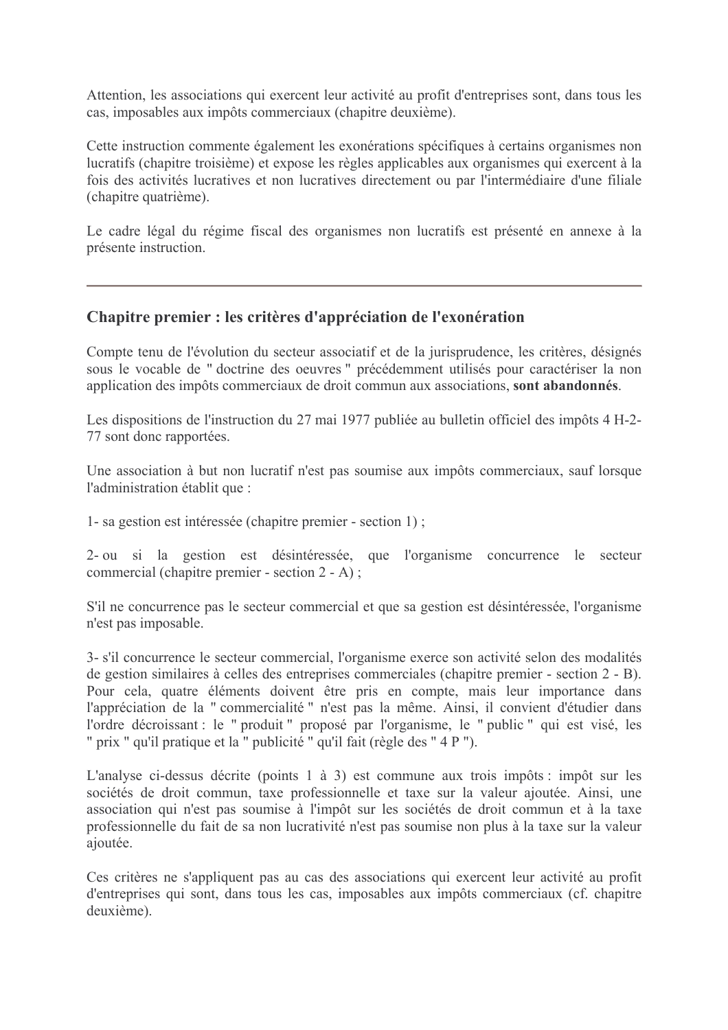Attention, les associations qui exercent leur activité au profit d'entreprises sont, dans tous les cas, imposables aux impôts commerciaux (chapitre deuxième).

Cette instruction commente également les exonérations spécifiques à certains organismes non lucratifs (chapitre troisième) et expose les règles applicables aux organismes qui exercent à la fois des activités lucratives et non lucratives directement ou par l'intermédiaire d'une filiale (chapitre quatrième).

Le cadre légal du régime fiscal des organismes non lucratifs est présenté en annexe à la présente instruction.

---

## Chapitre premier : les critères d'appréciation de l'exonération

Compte tenu de l'évolution du secteur associatif et de la jurisprudence, les critères, désignés sous le vocable de " doctrine des oeuvres " précédemment utilisés pour caractériser la non application des impôts commerciaux de droit commun aux associations, **sont abandonnés**.

Les dispositions de l'instruction du 27 mai 1977 publiée au bulletin officiel des impôts 4 H-2-77 sont donc rapportées.

Une association à but non lucratif n'est pas soumise aux impôts commerciaux, sauf lorsque l'administration établit que :

1- sa gestion est intéressée (chapitre premier - section 1) ;

2- ou si la gestion est désintéressée, que l'organisme concurrence le secteur commercial (chapitre premier - section 2 - A) ;

S'il ne concurrence pas le secteur commercial et que sa gestion est désintéressée, l'organisme n'est pas imposable.

3- s'il concurrence le secteur commercial, l'organisme exerce son activité selon des modalités de gestion similaires à celles des entreprises commerciales (chapitre premier - section 2 - B). Pour cela, quatre éléments doivent être pris en compte, mais leur importance dans l'appréciation de la " commercialité " n'est pas la même. Ainsi, il convient d'étudier dans l'ordre décroissant : le " produit " proposé par l'organisme, le " public " qui est visé, les " prix " qu'il pratique et la " publicité " qu'il fait (règle des " 4 P ").

L'analyse ci-dessus décrite (points 1 à 3) est commune aux trois impôts : impôt sur les sociétés de droit commun, taxe professionnelle et taxe sur la valeur ajoutée. Ainsi, une association qui n'est pas soumise à l'impôt sur les sociétés de droit commun et à la taxe professionnelle du fait de sa non lucrativité n'est pas soumise non plus à la taxe sur la valeur ajoutée.

Ces critères ne s'appliquent pas au cas des associations qui exercent leur activité au profit d'entreprises qui sont, dans tous les cas, imposables aux impôts commerciaux (cf. chapitre deuxième).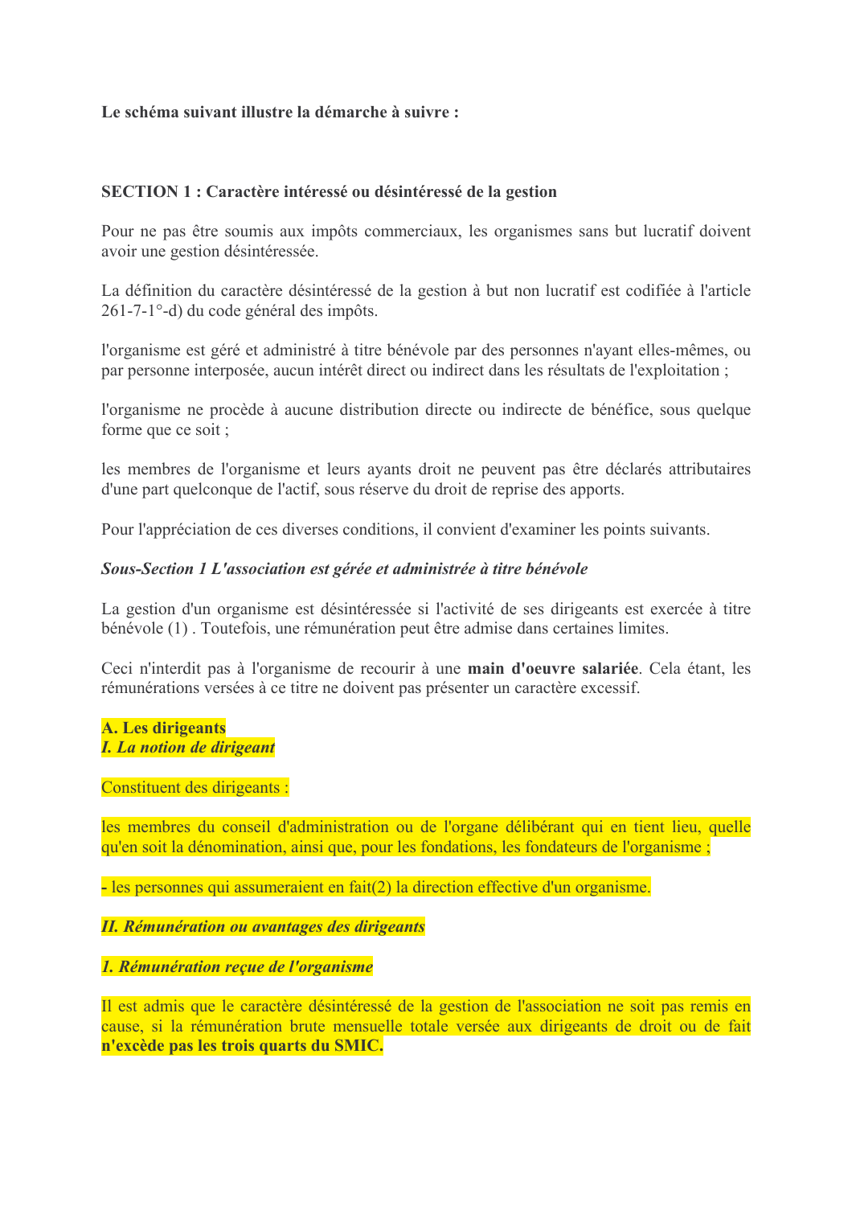**Le schéma suivant illustre la démarche à suivre :**

## SECTION 1 : Caractère intéressé ou désintéressé de la gestion

Pour ne pas être soumis aux impôts commerciaux, les organismes sans but lucratif doivent avoir une gestion désintéressée.

La définition du caractère désintéressé de la gestion à but non lucratif est codifiée à l'article 261-7-1°-d) du code général des impôts.

l'organisme est géré et administré à titre bénévole par des personnes n'ayant elles-mêmes, ou par personne interposée, aucun intérêt direct ou indirect dans les résultats de l'exploitation ;

l'organisme ne procède à aucune distribution directe ou indirecte de bénéfice, sous quelque forme que ce soit ;

les membres de l'organisme et leurs ayants droit ne peuvent pas être déclarés attributaires d'une part quelconque de l'actif, sous réserve du droit de reprise des apports.

Pour l'appréciation de ces diverses conditions, il convient d'examiner les points suivants.

### *Sous-Section 1 L'association est gérée et administrée à titre bénévole*

La gestion d'un organisme est désintéressée si l'activité de ses dirigeants est exercée à titre bénévole (1) . Toutefois, une rémunération peut être admise dans certaines limites.

Ceci n'interdit pas à l'organisme de recourir à une **main d'oeuvre salariée**. Cela étant, les rémunérations versées à ce titre ne doivent pas présenter un caractère excessif.

#### A. Les dirigeants

##### *I. La notion de dirigeant*

Constituent des dirigeants :

les membres du conseil d'administration ou de l'organe délibérant qui en tient lieu, quelle qu'en soit la dénomination, ainsi que, pour les fondations, les fondateurs de l'organisme ;

- les personnes qui assumeraient en fait(2) la direction effective d'un organisme.

##### *II. Rémunération ou avantages des dirigeants*

###### *1. Rémunération reçue de l'organisme*

Il est admis que le caractère désintéressé de la gestion de l'association ne soit pas remis en cause, si la rémunération brute mensuelle totale versée aux dirigeants de droit ou de fait **n'excède pas les trois quarts du SMIC.**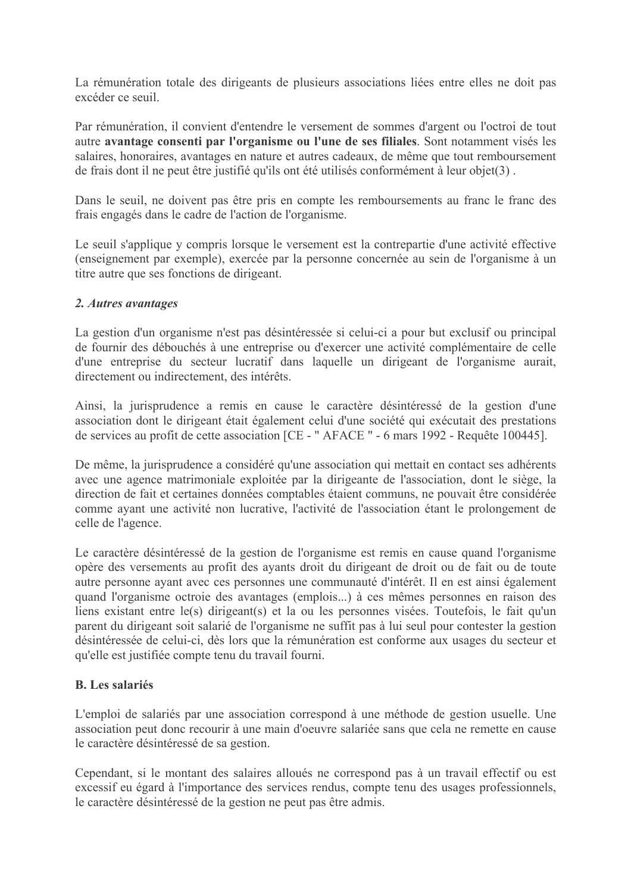La rémunération totale des dirigeants de plusieurs associations liées entre elles ne doit pas excéder ce seuil.

Par rémunération, il convient d'entendre le versement de sommes d'argent ou l'octroi de tout autre **avantage consenti par l'organisme ou l'une de ses filiales**. Sont notamment visés les salaires, honoraires, avantages en nature et autres cadeaux, de même que tout remboursement de frais dont il ne peut être justifié qu'ils ont été utilisés conformément à leur objet(3) .

Dans le seuil, ne doivent pas être pris en compte les remboursements au franc le franc des frais engagés dans le cadre de l'action de l'organisme.

Le seuil s'applique y compris lorsque le versement est la contrepartie d'une activité effective (enseignement par exemple), exercée par la personne concernée au sein de l'organisme à un titre autre que ses fonctions de dirigeant.

***2. Autres avantages***

La gestion d'un organisme n'est pas désintéressée si celui-ci a pour but exclusif ou principal de fournir des débouchés à une entreprise ou d'exercer une activité complémentaire de celle d'une entreprise du secteur lucratif dans laquelle un dirigeant de l'organisme aurait, directement ou indirectement, des intérêts.

Ainsi, la jurisprudence a remis en cause le caractère désintéressé de la gestion d'une association dont le dirigeant était également celui d'une société qui exécutait des prestations de services au profit de cette association [CE - " AFACE " - 6 mars 1992 - Requête 100445].

De même, la jurisprudence a considéré qu'une association qui mettait en contact ses adhérents avec une agence matrimoniale exploitée par la dirigeante de l'association, dont le siège, la direction de fait et certaines données comptables étaient communs, ne pouvait être considérée comme ayant une activité non lucrative, l'activité de l'association étant le prolongement de celle de l'agence.

Le caractère désintéressé de la gestion de l'organisme est remis en cause quand l'organisme opère des versements au profit des ayants droit du dirigeant de droit ou de fait ou de toute autre personne ayant avec ces personnes une communauté d'intérêt. Il en est ainsi également quand l'organisme octroie des avantages (emplois...) à ces mêmes personnes en raison des liens existant entre le(s) dirigeant(s) et la ou les personnes visées. Toutefois, le fait qu'un parent du dirigeant soit salarié de l'organisme ne suffit pas à lui seul pour contester la gestion désintéressée de celui-ci, dès lors que la rémunération est conforme aux usages du secteur et qu'elle est justifiée compte tenu du travail fourni.

**B. Les salariés**

L'emploi de salariés par une association correspond à une méthode de gestion usuelle. Une association peut donc recourir à une main d'oeuvre salariée sans que cela ne remette en cause le caractère désintéressé de sa gestion.

Cependant, si le montant des salaires alloués ne correspond pas à un travail effectif ou est excessif eu égard à l'importance des services rendus, compte tenu des usages professionnels, le caractère désintéressé de la gestion ne peut pas être admis.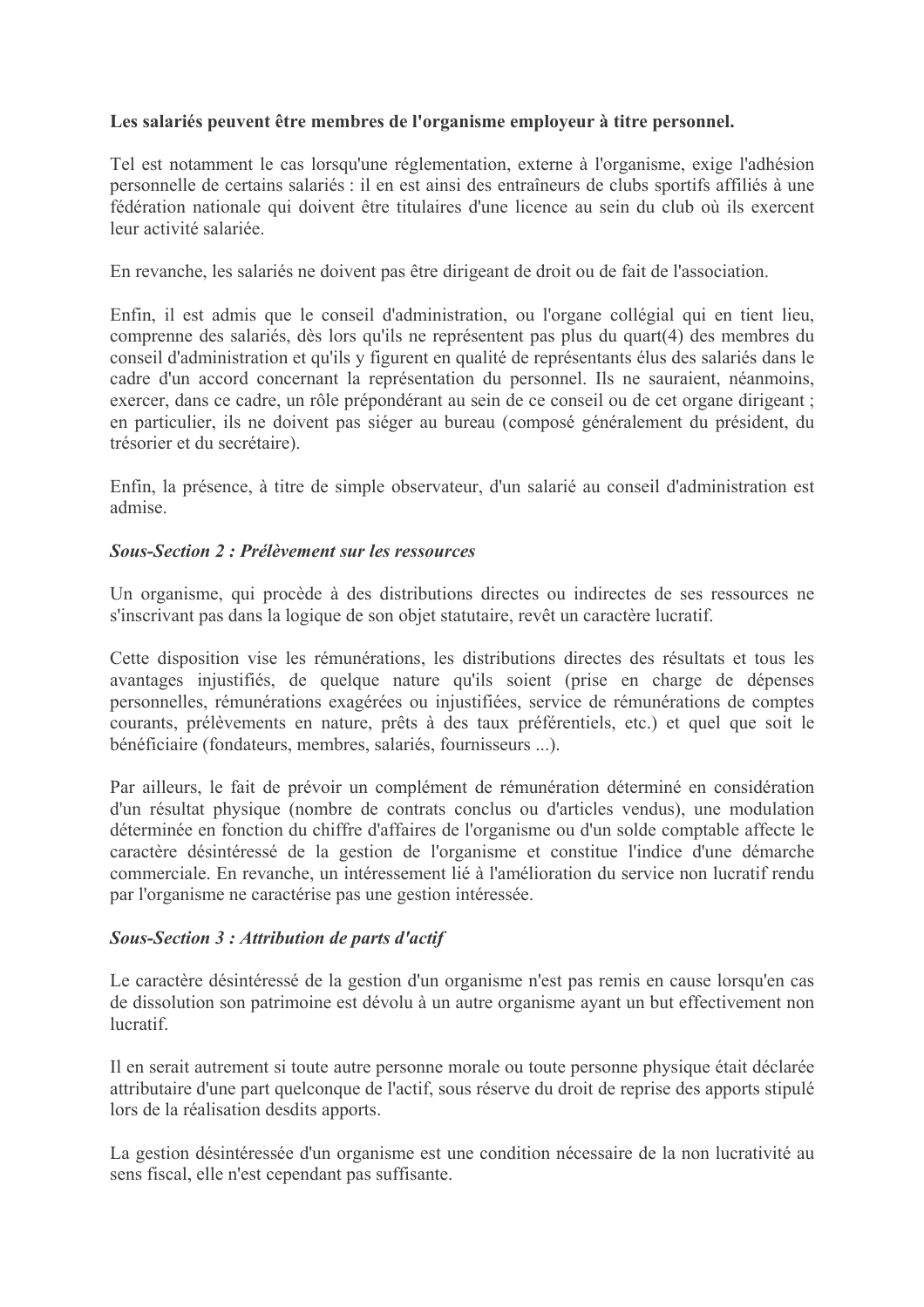**Les salariés peuvent être membres de l'organisme employeur à titre personnel.**

Tel est notamment le cas lorsqu'une réglementation, externe à l'organisme, exige l'adhésion personnelle de certains salariés : il en est ainsi des entraîneurs de clubs sportifs affiliés à une fédération nationale qui doivent être titulaires d'une licence au sein du club où ils exercent leur activité salariée.

En revanche, les salariés ne doivent pas être dirigeant de droit ou de fait de l'association.

Enfin, il est admis que le conseil d'administration, ou l'organe collégial qui en tient lieu, comprenne des salariés, dès lors qu'ils ne représentent pas plus du quart(4) des membres du conseil d'administration et qu'ils y figurent en qualité de représentants élus des salariés dans le cadre d'un accord concernant la représentation du personnel. Ils ne sauraient, néanmoins, exercer, dans ce cadre, un rôle prépondérant au sein de ce conseil ou de cet organe dirigeant ; en particulier, ils ne doivent pas siéger au bureau (composé généralement du président, du trésorier et du secrétaire).

Enfin, la présence, à titre de simple observateur, d'un salarié au conseil d'administration est admise.

***Sous-Section 2 : Prélèvement sur les ressources***

Un organisme, qui procède à des distributions directes ou indirectes de ses ressources ne s'inscrivant pas dans la logique de son objet statutaire, revêt un caractère lucratif.

Cette disposition vise les rémunérations, les distributions directes des résultats et tous les avantages injustifiés, de quelque nature qu'ils soient (prise en charge de dépenses personnelles, rémunérations exagérées ou injustifiées, service de rémunérations de comptes courants, prélèvements en nature, prêts à des taux préférentiels, etc.) et quel que soit le bénéficiaire (fondateurs, membres, salariés, fournisseurs ...).

Par ailleurs, le fait de prévoir un complément de rémunération déterminé en considération d'un résultat physique (nombre de contrats conclus ou d'articles vendus), une modulation déterminée en fonction du chiffre d'affaires de l'organisme ou d'un solde comptable affecte le caractère désintéressé de la gestion de l'organisme et constitue l'indice d'une démarche commerciale. En revanche, un intéressement lié à l'amélioration du service non lucratif rendu par l'organisme ne caractérise pas une gestion intéressée.

***Sous-Section 3 : Attribution de parts d'actif***

Le caractère désintéressé de la gestion d'un organisme n'est pas remis en cause lorsqu'en cas de dissolution son patrimoine est dévolu à un autre organisme ayant un but effectivement non lucratif.

Il en serait autrement si toute autre personne morale ou toute personne physique était déclarée attributaire d'une part quelconque de l'actif, sous réserve du droit de reprise des apports stipulé lors de la réalisation desdits apports.

La gestion désintéressée d'un organisme est une condition nécessaire de la non lucrativité au sens fiscal, elle n'est cependant pas suffisante.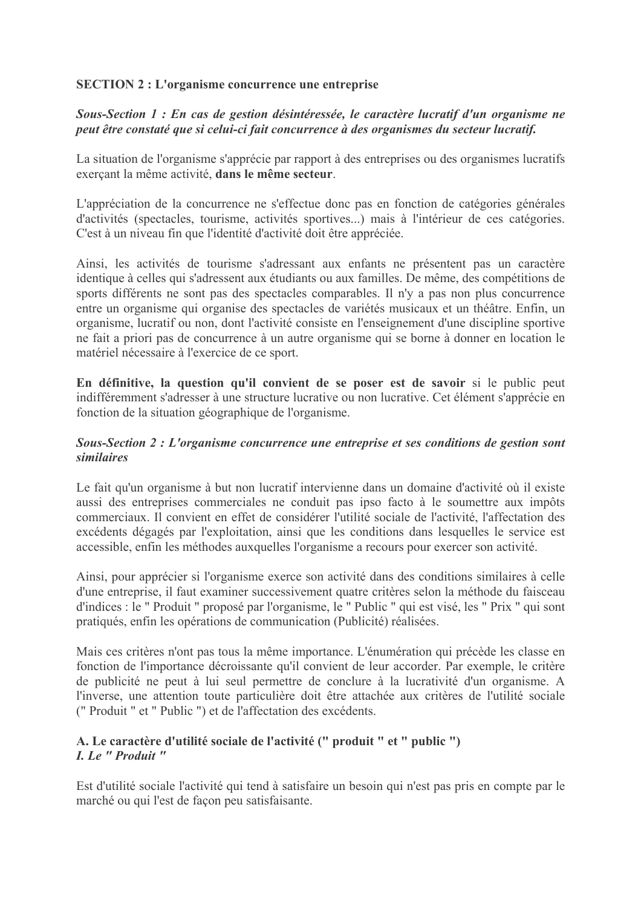## SECTION 2 : L'organisme concurrence une entreprise

### *Sous-Section 1 : En cas de gestion désintéressée, le caractère lucratif d'un organisme ne peut être constaté que si celui-ci fait concurrence à des organismes du secteur lucratif.*

La situation de l'organisme s'apprécie par rapport à des entreprises ou des organismes lucratifs exerçant la même activité, **dans le même secteur**.

L'appréciation de la concurrence ne s'effectue donc pas en fonction de catégories générales d'activités (spectacles, tourisme, activités sportives...) mais à l'intérieur de ces catégories. C'est à un niveau fin que l'identité d'activité doit être appréciée.

Ainsi, les activités de tourisme s'adressant aux enfants ne présentent pas un caractère identique à celles qui s'adressent aux étudiants ou aux familles. De même, des compétitions de sports différents ne sont pas des spectacles comparables. Il n'y a pas non plus concurrence entre un organisme qui organise des spectacles de variétés musicaux et un théâtre. Enfin, un organisme, lucratif ou non, dont l'activité consiste en l'enseignement d'une discipline sportive ne fait a priori pas de concurrence à un autre organisme qui se borne à donner en location le matériel nécessaire à l'exercice de ce sport.

**En définitive, la question qu'il convient de se poser est de savoir** si le public peut indifféremment s'adresser à une structure lucrative ou non lucrative. Cet élément s'apprécie en fonction de la situation géographique de l'organisme.

### *Sous-Section 2 : L'organisme concurrence une entreprise et ses conditions de gestion sont similaires*

Le fait qu'un organisme à but non lucratif intervienne dans un domaine d'activité où il existe aussi des entreprises commerciales ne conduit pas ipso facto à le soumettre aux impôts commerciaux. Il convient en effet de considérer l'utilité sociale de l'activité, l'affectation des excédents dégagés par l'exploitation, ainsi que les conditions dans lesquelles le service est accessible, enfin les méthodes auxquelles l'organisme a recours pour exercer son activité.

Ainsi, pour apprécier si l'organisme exerce son activité dans des conditions similaires à celle d'une entreprise, il faut examiner successivement quatre critères selon la méthode du faisceau d'indices : le " Produit " proposé par l'organisme, le " Public " qui est visé, les " Prix " qui sont pratiqués, enfin les opérations de communication (Publicité) réalisées.

Mais ces critères n'ont pas tous la même importance. L'énumération qui précède les classe en fonction de l'importance décroissante qu'il convient de leur accorder. Par exemple, le critère de publicité ne peut à lui seul permettre de conclure à la lucrativité d'un organisme. A l'inverse, une attention toute particulière doit être attachée aux critères de l'utilité sociale (" Produit " et " Public ") et de l'affectation des excédents.

#### A. Le caractère d'utilité sociale de l'activité (" produit " et " public ")

##### *I. Le " Produit "*

Est d'utilité sociale l'activité qui tend à satisfaire un besoin qui n'est pas pris en compte par le marché ou qui l'est de façon peu satisfaisante.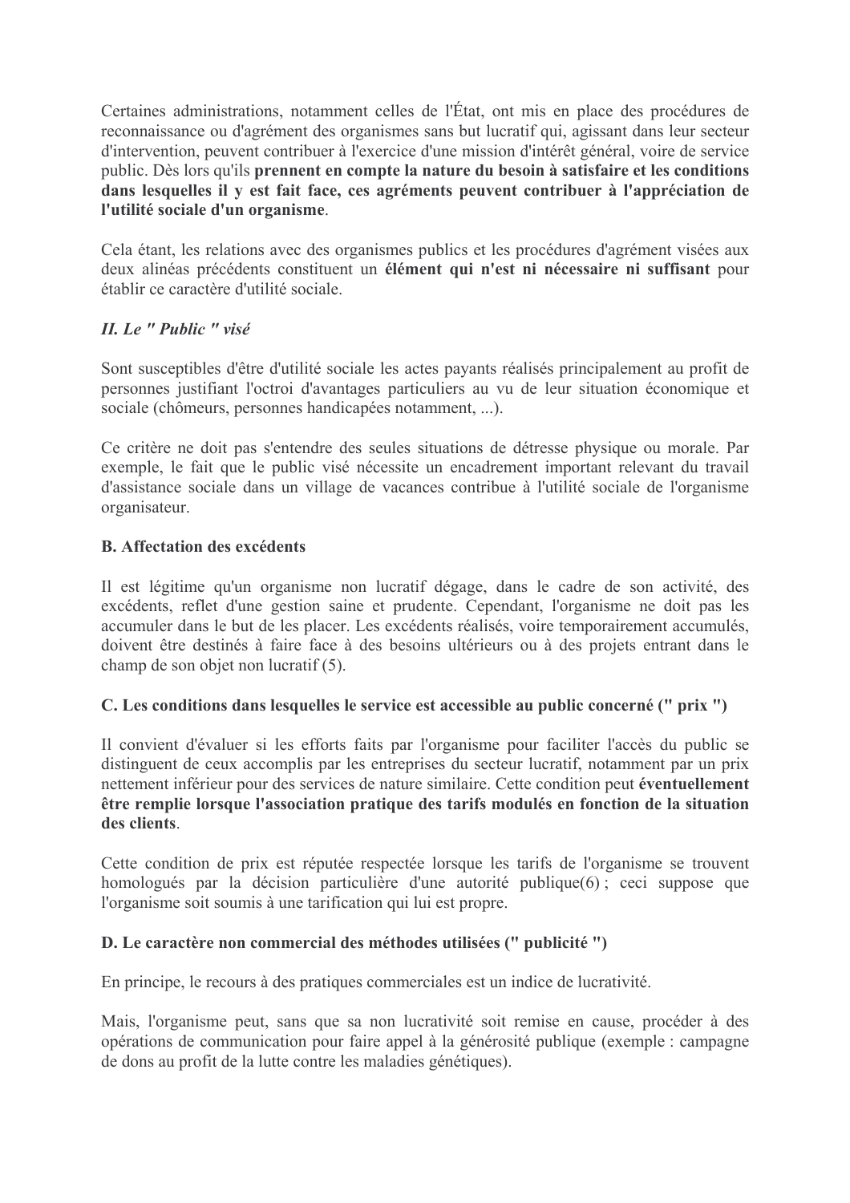Certaines administrations, notamment celles de l'État, ont mis en place des procédures de reconnaissance ou d'agrément des organismes sans but lucratif qui, agissant dans leur secteur d'intervention, peuvent contribuer à l'exercice d'une mission d'intérêt général, voire de service public. Dès lors qu'ils **prennent en compte la nature du besoin à satisfaire et les conditions dans lesquelles il y est fait face, ces agréments peuvent contribuer à l'appréciation de l'utilité sociale d'un organisme**.

Cela étant, les relations avec des organismes publics et les procédures d'agrément visées aux deux alinéas précédents constituent un **élément qui n'est ni nécessaire ni suffisant** pour établir ce caractère d'utilité sociale.

***II. Le " Public " visé***

Sont susceptibles d'être d'utilité sociale les actes payants réalisés principalement au profit de personnes justifiant l'octroi d'avantages particuliers au vu de leur situation économique et sociale (chômeurs, personnes handicapées notamment, ...).

Ce critère ne doit pas s'entendre des seules situations de détresse physique ou morale. Par exemple, le fait que le public visé nécessite un encadrement important relevant du travail d'assistance sociale dans un village de vacances contribue à l'utilité sociale de l'organisme organisateur.

**B. Affectation des excédents**

Il est légitime qu'un organisme non lucratif dégage, dans le cadre de son activité, des excédents, reflet d'une gestion saine et prudente. Cependant, l'organisme ne doit pas les accumuler dans le but de les placer. Les excédents réalisés, voire temporairement accumulés, doivent être destinés à faire face à des besoins ultérieurs ou à des projets entrant dans le champ de son objet non lucratif (5).

**C. Les conditions dans lesquelles le service est accessible au public concerné (" prix ")**

Il convient d'évaluer si les efforts faits par l'organisme pour faciliter l'accès du public se distinguent de ceux accomplis par les entreprises du secteur lucratif, notamment par un prix nettement inférieur pour des services de nature similaire. Cette condition peut **éventuellement être remplie lorsque l'association pratique des tarifs modulés en fonction de la situation des clients**.

Cette condition de prix est réputée respectée lorsque les tarifs de l'organisme se trouvent homologués par la décision particulière d'une autorité publique(6) ; ceci suppose que l'organisme soit soumis à une tarification qui lui est propre.

**D. Le caractère non commercial des méthodes utilisées (" publicité ")**

En principe, le recours à des pratiques commerciales est un indice de lucrativité.

Mais, l'organisme peut, sans que sa non lucrativité soit remise en cause, procéder à des opérations de communication pour faire appel à la générosité publique (exemple : campagne de dons au profit de la lutte contre les maladies génétiques).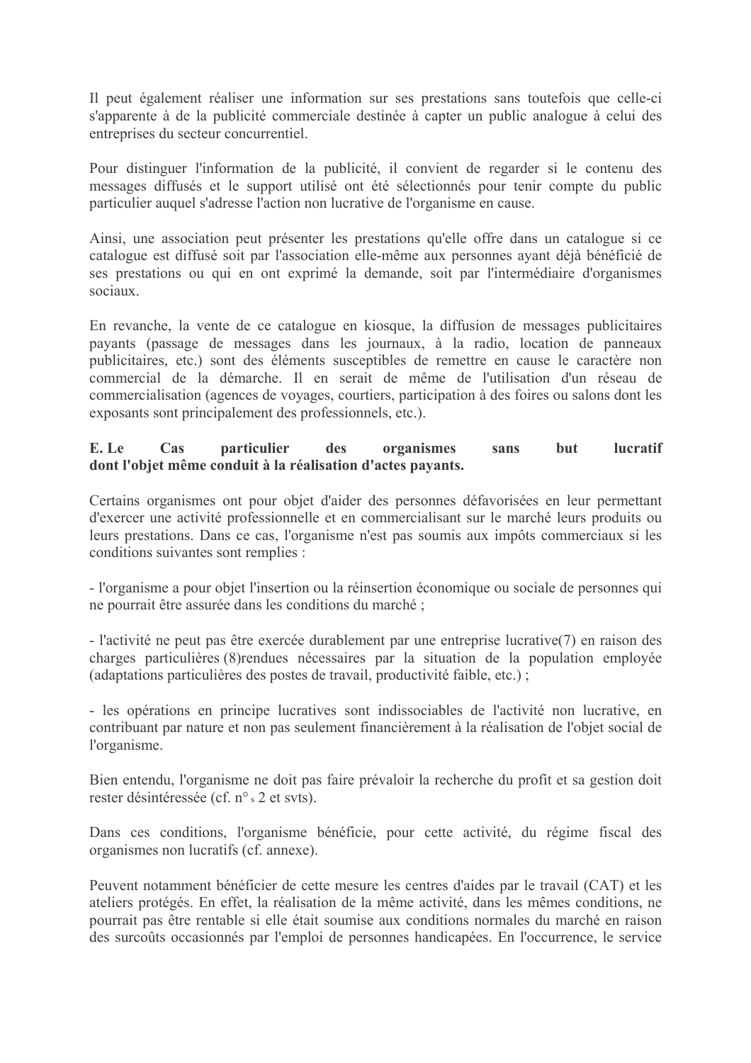Il peut également réaliser une information sur ses prestations sans toutefois que celle-ci s'apparente à de la publicité commerciale destinée à capter un public analogue à celui des entreprises du secteur concurrentiel.

Pour distinguer l'information de la publicité, il convient de regarder si le contenu des messages diffusés et le support utilisé ont été sélectionnés pour tenir compte du public particulier auquel s'adresse l'action non lucrative de l'organisme en cause.

Ainsi, une association peut présenter les prestations qu'elle offre dans un catalogue si ce catalogue est diffusé soit par l'association elle-même aux personnes ayant déjà bénéficié de ses prestations ou qui en ont exprimé la demande, soit par l'intermédiaire d'organismes sociaux.

En revanche, la vente de ce catalogue en kiosque, la diffusion de messages publicitaires payants (passage de messages dans les journaux, à la radio, location de panneaux publicitaires, etc.) sont des éléments susceptibles de remettre en cause le caractère non commercial de la démarche. Il en serait de même de l'utilisation d'un réseau de commercialisation (agences de voyages, courtiers, participation à des foires ou salons dont les exposants sont principalement des professionnels, etc.).

**E. Le Cas particulier des organismes sans but lucratif dont l'objet même conduit à la réalisation d'actes payants.**

Certains organismes ont pour objet d'aider des personnes défavorisées en leur permettant d'exercer une activité professionnelle et en commercialisant sur le marché leurs produits ou leurs prestations. Dans ce cas, l'organisme n'est pas soumis aux impôts commerciaux si les conditions suivantes sont remplies :

- l'organisme a pour objet l'insertion ou la réinsertion économique ou sociale de personnes qui ne pourrait être assurée dans les conditions du marché ;

- l'activité ne peut pas être exercée durablement par une entreprise lucrative(7) en raison des charges particulières (8)rendues nécessaires par la situation de la population employée (adaptations particulières des postes de travail, productivité faible, etc.) ;

- les opérations en principe lucratives sont indissociables de l'activité non lucrative, en contribuant par nature et non pas seulement financièrement à la réalisation de l'objet social de l'organisme.

Bien entendu, l'organisme ne doit pas faire prévaloir la recherche du profit et sa gestion doit rester désintéressée (cf. n°s 2 et svts).

Dans ces conditions, l'organisme bénéficie, pour cette activité, du régime fiscal des organismes non lucratifs (cf. annexe).

Peuvent notamment bénéficier de cette mesure les centres d'aides par le travail (CAT) et les ateliers protégés. En effet, la réalisation de la même activité, dans les mêmes conditions, ne pourrait pas être rentable si elle était soumise aux conditions normales du marché en raison des surcoûts occasionnés par l'emploi de personnes handicapées. En l'occurrence, le service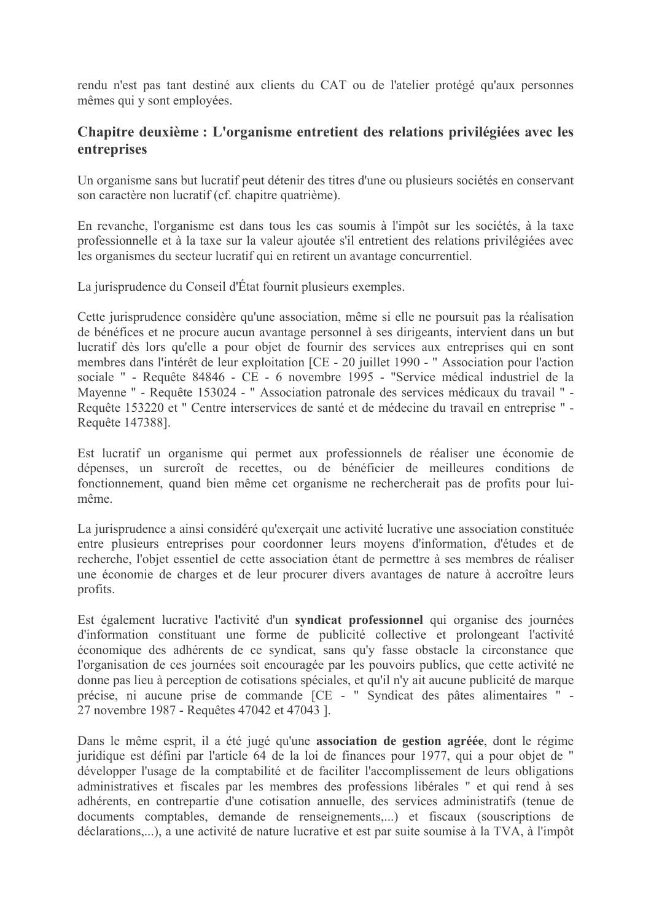rendu n'est pas tant destiné aux clients du CAT ou de l'atelier protégé qu'aux personnes mêmes qui y sont employées.

## Chapitre deuxième : L'organisme entretient des relations privilégiées avec les entreprises

Un organisme sans but lucratif peut détenir des titres d'une ou plusieurs sociétés en conservant son caractère non lucratif (cf. chapitre quatrième).

En revanche, l'organisme est dans tous les cas soumis à l'impôt sur les sociétés, à la taxe professionnelle et à la taxe sur la valeur ajoutée s'il entretient des relations privilégiées avec les organismes du secteur lucratif qui en retirent un avantage concurrentiel.

La jurisprudence du Conseil d'État fournit plusieurs exemples.

Cette jurisprudence considère qu'une association, même si elle ne poursuit pas la réalisation de bénéfices et ne procure aucun avantage personnel à ses dirigeants, intervient dans un but lucratif dès lors qu'elle a pour objet de fournir des services aux entreprises qui en sont membres dans l'intérêt de leur exploitation [CE - 20 juillet 1990 - " Association pour l'action sociale " - Requête 84846 - CE - 6 novembre 1995 - "Service médical industriel de la Mayenne " - Requête 153024 - " Association patronale des services médicaux du travail " - Requête 153220 et " Centre interservices de santé et de médecine du travail en entreprise " - Requête 147388].

Est lucratif un organisme qui permet aux professionnels de réaliser une économie de dépenses, un surcroît de recettes, ou de bénéficier de meilleures conditions de fonctionnement, quand bien même cet organisme ne rechercherait pas de profits pour lui-même.

La jurisprudence a ainsi considéré qu'exerçait une activité lucrative une association constituée entre plusieurs entreprises pour coordonner leurs moyens d'information, d'études et de recherche, l'objet essentiel de cette association étant de permettre à ses membres de réaliser une économie de charges et de leur procurer divers avantages de nature à accroître leurs profits.

Est également lucrative l'activité d'un **syndicat professionnel** qui organise des journées d'information constituant une forme de publicité collective et prolongeant l'activité économique des adhérents de ce syndicat, sans qu'y fasse obstacle la circonstance que l'organisation de ces journées soit encouragée par les pouvoirs publics, que cette activité ne donne pas lieu à perception de cotisations spéciales, et qu'il n'y ait aucune publicité de marque précise, ni aucune prise de commande [CE - " Syndicat des pâtes alimentaires " - 27 novembre 1987 - Requêtes 47042 et 47043 ].

Dans le même esprit, il a été jugé qu'une **association de gestion agréée**, dont le régime juridique est défini par l'article 64 de la loi de finances pour 1977, qui a pour objet de " développer l'usage de la comptabilité et de faciliter l'accomplissement de leurs obligations administratives et fiscales par les membres des professions libérales " et qui rend à ses adhérents, en contrepartie d'une cotisation annuelle, des services administratifs (tenue de documents comptables, demande de renseignements,...) et fiscaux (souscriptions de déclarations,...), a une activité de nature lucrative et est par suite soumise à la TVA, à l'impôt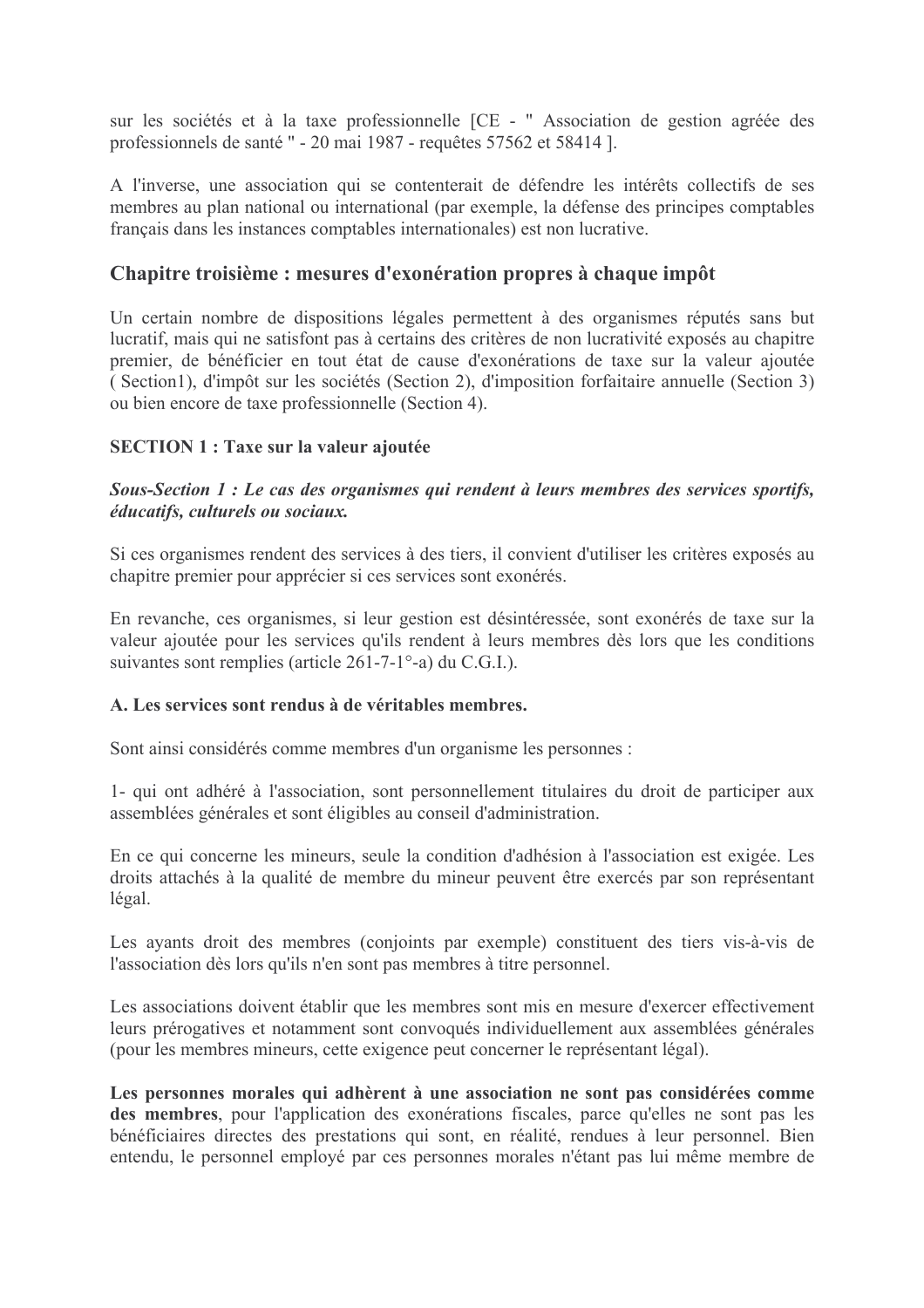sur les sociétés et à la taxe professionnelle [CE - " Association de gestion agréée des professionnels de santé " - 20 mai 1987 - requêtes 57562 et 58414 ].

A l'inverse, une association qui se contenterait de défendre les intérêts collectifs de ses membres au plan national ou international (par exemple, la défense des principes comptables français dans les instances comptables internationales) est non lucrative.

## Chapitre troisième : mesures d'exonération propres à chaque impôt

Un certain nombre de dispositions légales permettent à des organismes réputés sans but lucratif, mais qui ne satisfont pas à certains des critères de non lucrativité exposés au chapitre premier, de bénéficier en tout état de cause d'exonérations de taxe sur la valeur ajoutée ( Section1), d'impôt sur les sociétés (Section 2), d'imposition forfaitaire annuelle (Section 3) ou bien encore de taxe professionnelle (Section 4).

### SECTION 1 : Taxe sur la valeur ajoutée

#### *Sous-Section 1 : Le cas des organismes qui rendent à leurs membres des services sportifs, éducatifs, culturels ou sociaux.*

Si ces organismes rendent des services à des tiers, il convient d'utiliser les critères exposés au chapitre premier pour apprécier si ces services sont exonérés.

En revanche, ces organismes, si leur gestion est désintéressée, sont exonérés de taxe sur la valeur ajoutée pour les services qu'ils rendent à leurs membres dès lors que les conditions suivantes sont remplies (article 261-7-1°-a) du C.G.I.).

**A. Les services sont rendus à de véritables membres.**

Sont ainsi considérés comme membres d'un organisme les personnes :

1- qui ont adhéré à l'association, sont personnellement titulaires du droit de participer aux assemblées générales et sont éligibles au conseil d'administration.

En ce qui concerne les mineurs, seule la condition d'adhésion à l'association est exigée. Les droits attachés à la qualité de membre du mineur peuvent être exercés par son représentant légal.

Les ayants droit des membres (conjoints par exemple) constituent des tiers vis-à-vis de l'association dès lors qu'ils n'en sont pas membres à titre personnel.

Les associations doivent établir que les membres sont mis en mesure d'exercer effectivement leurs prérogatives et notamment sont convoqués individuellement aux assemblées générales (pour les membres mineurs, cette exigence peut concerner le représentant légal).

**Les personnes morales qui adhèrent à une association ne sont pas considérées comme des membres**, pour l'application des exonérations fiscales, parce qu'elles ne sont pas les bénéficiaires directes des prestations qui sont, en réalité, rendues à leur personnel. Bien entendu, le personnel employé par ces personnes morales n'étant pas lui même membre de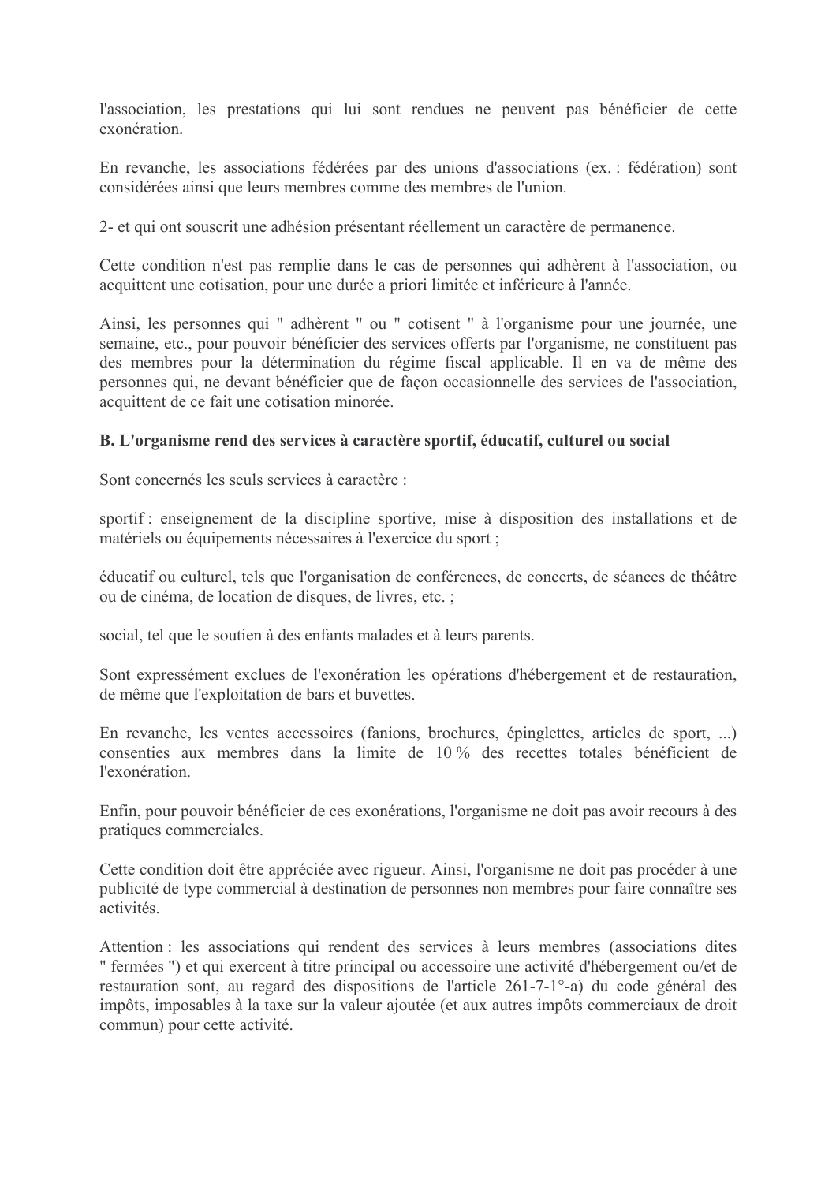l'association, les prestations qui lui sont rendues ne peuvent pas bénéficier de cette exonération.

En revanche, les associations fédérées par des unions d'associations (ex. : fédération) sont considérées ainsi que leurs membres comme des membres de l'union.

2- et qui ont souscrit une adhésion présentant réellement un caractère de permanence.

Cette condition n'est pas remplie dans le cas de personnes qui adhèrent à l'association, ou acquittent une cotisation, pour une durée a priori limitée et inférieure à l'année.

Ainsi, les personnes qui " adhèrent " ou " cotisent " à l'organisme pour une journée, une semaine, etc., pour pouvoir bénéficier des services offerts par l'organisme, ne constituent pas des membres pour la détermination du régime fiscal applicable. Il en va de même des personnes qui, ne devant bénéficier que de façon occasionnelle des services de l'association, acquittent de ce fait une cotisation minorée.

**B. L'organisme rend des services à caractère sportif, éducatif, culturel ou social**

Sont concernés les seuls services à caractère :

sportif : enseignement de la discipline sportive, mise à disposition des installations et de matériels ou équipements nécessaires à l'exercice du sport ;

éducatif ou culturel, tels que l'organisation de conférences, de concerts, de séances de théâtre ou de cinéma, de location de disques, de livres, etc. ;

social, tel que le soutien à des enfants malades et à leurs parents.

Sont expressément exclues de l'exonération les opérations d'hébergement et de restauration, de même que l'exploitation de bars et buvettes.

En revanche, les ventes accessoires (fanions, brochures, épinglettes, articles de sport, ...) consenties aux membres dans la limite de 10 % des recettes totales bénéficient de l'exonération.

Enfin, pour pouvoir bénéficier de ces exonérations, l'organisme ne doit pas avoir recours à des pratiques commerciales.

Cette condition doit être appréciée avec rigueur. Ainsi, l'organisme ne doit pas procéder à une publicité de type commercial à destination de personnes non membres pour faire connaître ses activités.

Attention : les associations qui rendent des services à leurs membres (associations dites " fermées ") et qui exercent à titre principal ou accessoire une activité d'hébergement ou/et de restauration sont, au regard des dispositions de l'article 261-7-1°-a) du code général des impôts, imposables à la taxe sur la valeur ajoutée (et aux autres impôts commerciaux de droit commun) pour cette activité.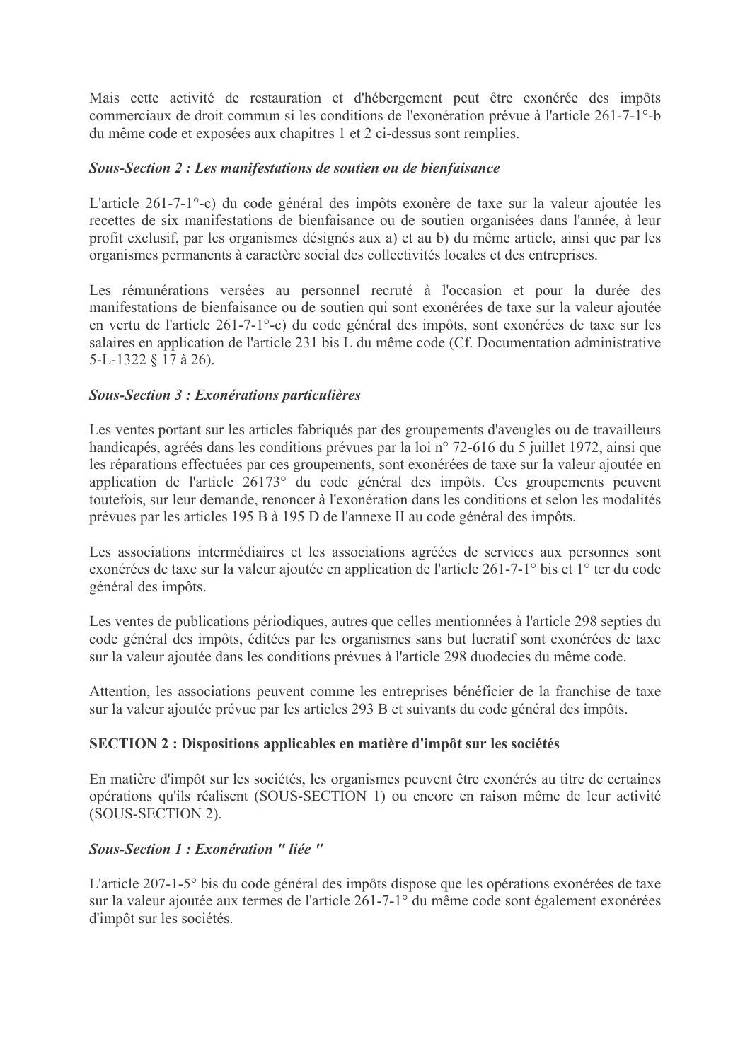Mais cette activité de restauration et d'hébergement peut être exonérée des impôts commerciaux de droit commun si les conditions de l'exonération prévue à l'article 261-7-1°-b du même code et exposées aux chapitres 1 et 2 ci-dessus sont remplies.

#### *Sous-Section 2 : Les manifestations de soutien ou de bienfaisance*

L'article 261-7-1°-c) du code général des impôts exonère de taxe sur la valeur ajoutée les recettes de six manifestations de bienfaisance ou de soutien organisées dans l'année, à leur profit exclusif, par les organismes désignés aux a) et au b) du même article, ainsi que par les organismes permanents à caractère social des collectivités locales et des entreprises.

Les rémunérations versées au personnel recruté à l'occasion et pour la durée des manifestations de bienfaisance ou de soutien qui sont exonérées de taxe sur la valeur ajoutée en vertu de l'article 261-7-1°-c) du code général des impôts, sont exonérées de taxe sur les salaires en application de l'article 231 bis L du même code (Cf. Documentation administrative 5-L-1322 § 17 à 26).

#### *Sous-Section 3 : Exonérations particulières*

Les ventes portant sur les articles fabriqués par des groupements d'aveugles ou de travailleurs handicapés, agréés dans les conditions prévues par la loi n° 72-616 du 5 juillet 1972, ainsi que les réparations effectuées par ces groupements, sont exonérées de taxe sur la valeur ajoutée en application de l'article 26173° du code général des impôts. Ces groupements peuvent toutefois, sur leur demande, renoncer à l'exonération dans les conditions et selon les modalités prévues par les articles 195 B à 195 D de l'annexe II au code général des impôts.

Les associations intermédiaires et les associations agréées de services aux personnes sont exonérées de taxe sur la valeur ajoutée en application de l'article 261-7-1° bis et 1° ter du code général des impôts.

Les ventes de publications périodiques, autres que celles mentionnées à l'article 298 septies du code général des impôts, éditées par les organismes sans but lucratif sont exonérées de taxe sur la valeur ajoutée dans les conditions prévues à l'article 298 duodecies du même code.

Attention, les associations peuvent comme les entreprises bénéficier de la franchise de taxe sur la valeur ajoutée prévue par les articles 293 B et suivants du code général des impôts.

### SECTION 2 : Dispositions applicables en matière d'impôt sur les sociétés

En matière d'impôt sur les sociétés, les organismes peuvent être exonérés au titre de certaines opérations qu'ils réalisent (SOUS-SECTION 1) ou encore en raison même de leur activité (SOUS-SECTION 2).

#### *Sous-Section 1 : Exonération " liée "*

L'article 207-1-5° bis du code général des impôts dispose que les opérations exonérées de taxe sur la valeur ajoutée aux termes de l'article 261-7-1° du même code sont également exonérées d'impôt sur les sociétés.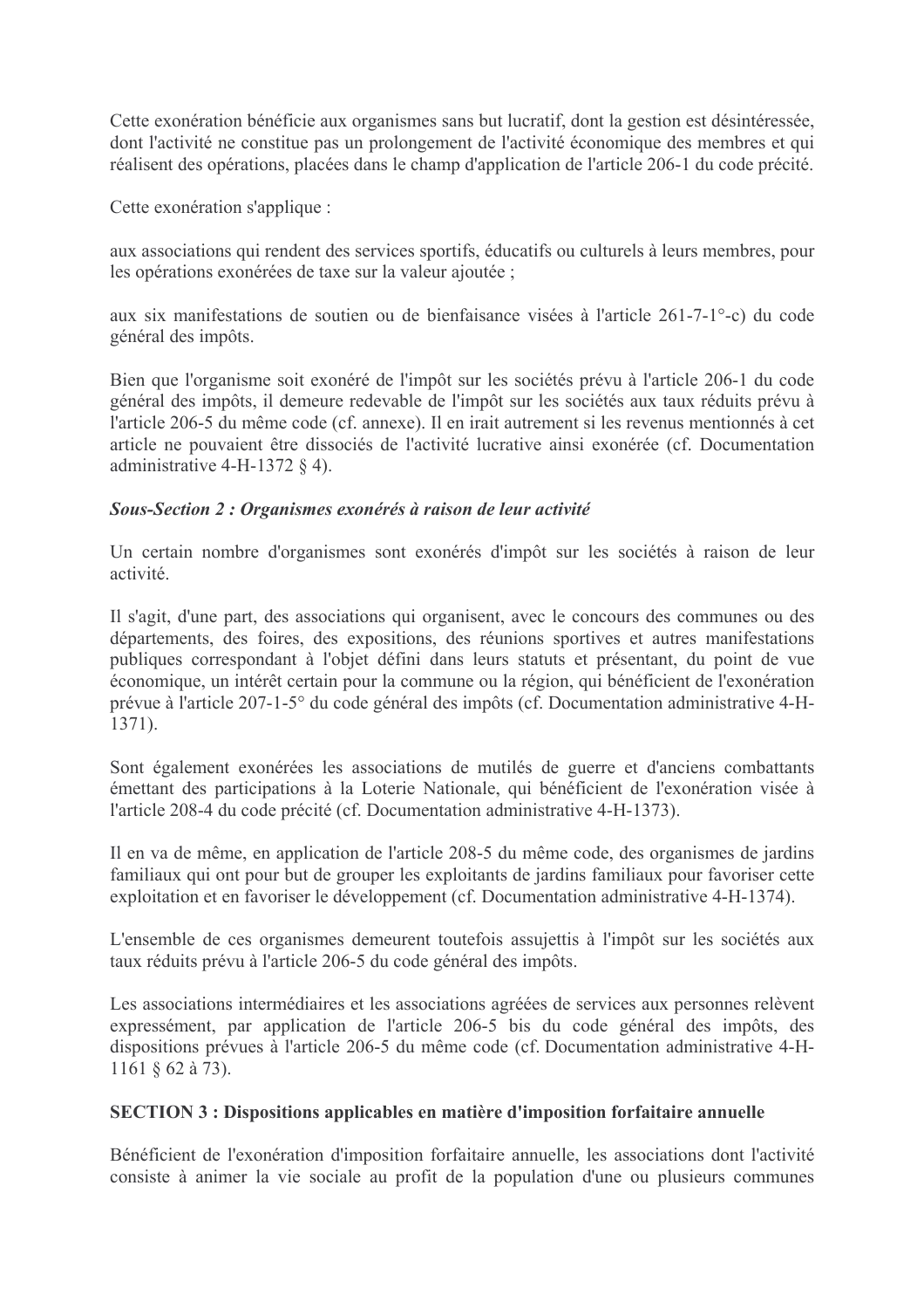Cette exonération bénéficie aux organismes sans but lucratif, dont la gestion est désintéressée, dont l'activité ne constitue pas un prolongement de l'activité économique des membres et qui réalisent des opérations, placées dans le champ d'application de l'article 206-1 du code précité.

Cette exonération s'applique :

aux associations qui rendent des services sportifs, éducatifs ou culturels à leurs membres, pour les opérations exonérées de taxe sur la valeur ajoutée ;

aux six manifestations de soutien ou de bienfaisance visées à l'article 261-7-1°-c) du code général des impôts.

Bien que l'organisme soit exonéré de l'impôt sur les sociétés prévu à l'article 206-1 du code général des impôts, il demeure redevable de l'impôt sur les sociétés aux taux réduits prévu à l'article 206-5 du même code (cf. annexe). Il en irait autrement si les revenus mentionnés à cet article ne pouvaient être dissociés de l'activité lucrative ainsi exonérée (cf. Documentation administrative 4-H-1372 § 4).

***Sous-Section 2 : Organismes exonérés à raison de leur activité***

Un certain nombre d'organismes sont exonérés d'impôt sur les sociétés à raison de leur activité.

Il s'agit, d'une part, des associations qui organisent, avec le concours des communes ou des départements, des foires, des expositions, des réunions sportives et autres manifestations publiques correspondant à l'objet défini dans leurs statuts et présentant, du point de vue économique, un intérêt certain pour la commune ou la région, qui bénéficient de l'exonération prévue à l'article 207-1-5° du code général des impôts (cf. Documentation administrative 4-H-1371).

Sont également exonérées les associations de mutilés de guerre et d'anciens combattants émettant des participations à la Loterie Nationale, qui bénéficient de l'exonération visée à l'article 208-4 du code précité (cf. Documentation administrative 4-H-1373).

Il en va de même, en application de l'article 208-5 du même code, des organismes de jardins familiaux qui ont pour but de grouper les exploitants de jardins familiaux pour favoriser cette exploitation et en favoriser le développement (cf. Documentation administrative 4-H-1374).

L'ensemble de ces organismes demeurent toutefois assujettis à l'impôt sur les sociétés aux taux réduits prévu à l'article 206-5 du code général des impôts.

Les associations intermédiaires et les associations agréées de services aux personnes relèvent expressément, par application de l'article 206-5 bis du code général des impôts, des dispositions prévues à l'article 206-5 du même code (cf. Documentation administrative 4-H-1161 § 62 à 73).

**SECTION 3 : Dispositions applicables en matière d'imposition forfaitaire annuelle**

Bénéficient de l'exonération d'imposition forfaitaire annuelle, les associations dont l'activité consiste à animer la vie sociale au profit de la population d'une ou plusieurs communes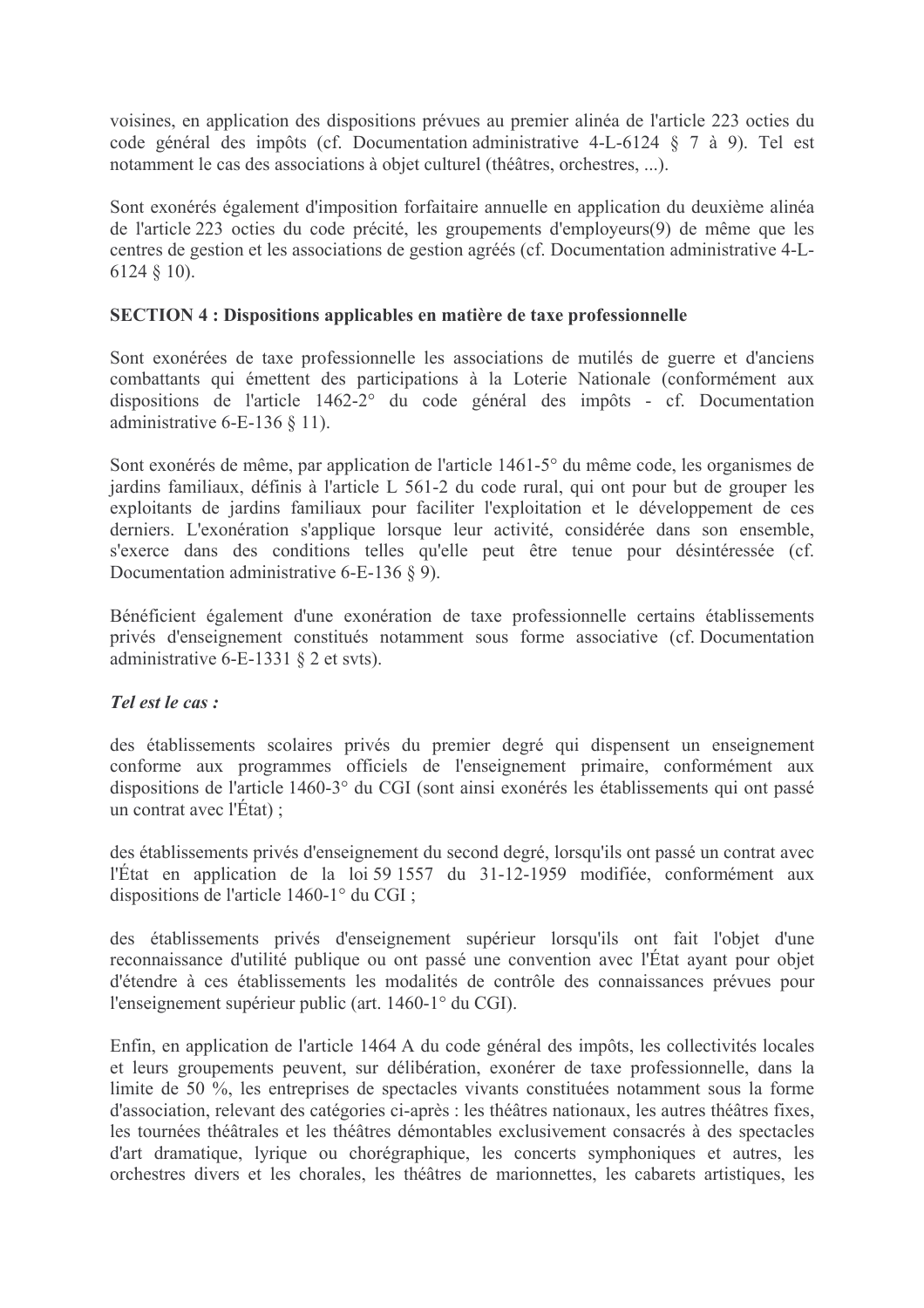voisines, en application des dispositions prévues au premier alinéa de l'article 223 octies du code général des impôts (cf. Documentation administrative 4-L-6124 § 7 à 9). Tel est notamment le cas des associations à objet culturel (théâtres, orchestres, ...).

Sont exonérés également d'imposition forfaitaire annuelle en application du deuxième alinéa de l'article 223 octies du code précité, les groupements d'employeurs(9) de même que les centres de gestion et les associations de gestion agréés (cf. Documentation administrative 4-L-6124 § 10).

**SECTION 4 : Dispositions applicables en matière de taxe professionnelle**

Sont exonérées de taxe professionnelle les associations de mutilés de guerre et d'anciens combattants qui émettent des participations à la Loterie Nationale (conformément aux dispositions de l'article 1462-2° du code général des impôts - cf. Documentation administrative 6-E-136 § 11).

Sont exonérés de même, par application de l'article 1461-5° du même code, les organismes de jardins familiaux, définis à l'article L 561-2 du code rural, qui ont pour but de grouper les exploitants de jardins familiaux pour faciliter l'exploitation et le développement de ces derniers. L'exonération s'applique lorsque leur activité, considérée dans son ensemble, s'exerce dans des conditions telles qu'elle peut être tenue pour désintéressée (cf. Documentation administrative 6-E-136 § 9).

Bénéficient également d'une exonération de taxe professionnelle certains établissements privés d'enseignement constitués notamment sous forme associative (cf. Documentation administrative 6-E-1331 § 2 et svts).

***Tel est le cas :***

des établissements scolaires privés du premier degré qui dispensent un enseignement conforme aux programmes officiels de l'enseignement primaire, conformément aux dispositions de l'article 1460-3° du CGI (sont ainsi exonérés les établissements qui ont passé un contrat avec l'État) ;

des établissements privés d'enseignement du second degré, lorsqu'ils ont passé un contrat avec l'État en application de la loi 59 1557 du 31-12-1959 modifiée, conformément aux dispositions de l'article 1460-1° du CGI ;

des établissements privés d'enseignement supérieur lorsqu'ils ont fait l'objet d'une reconnaissance d'utilité publique ou ont passé une convention avec l'État ayant pour objet d'étendre à ces établissements les modalités de contrôle des connaissances prévues pour l'enseignement supérieur public (art. 1460-1° du CGI).

Enfin, en application de l'article 1464 A du code général des impôts, les collectivités locales et leurs groupements peuvent, sur délibération, exonérer de taxe professionnelle, dans la limite de 50 %, les entreprises de spectacles vivants constituées notamment sous la forme d'association, relevant des catégories ci-après : les théâtres nationaux, les autres théâtres fixes, les tournées théâtrales et les théâtres démontables exclusivement consacrés à des spectacles d'art dramatique, lyrique ou chorégraphique, les concerts symphoniques et autres, les orchestres divers et les chorales, les théâtres de marionnettes, les cabarets artistiques, les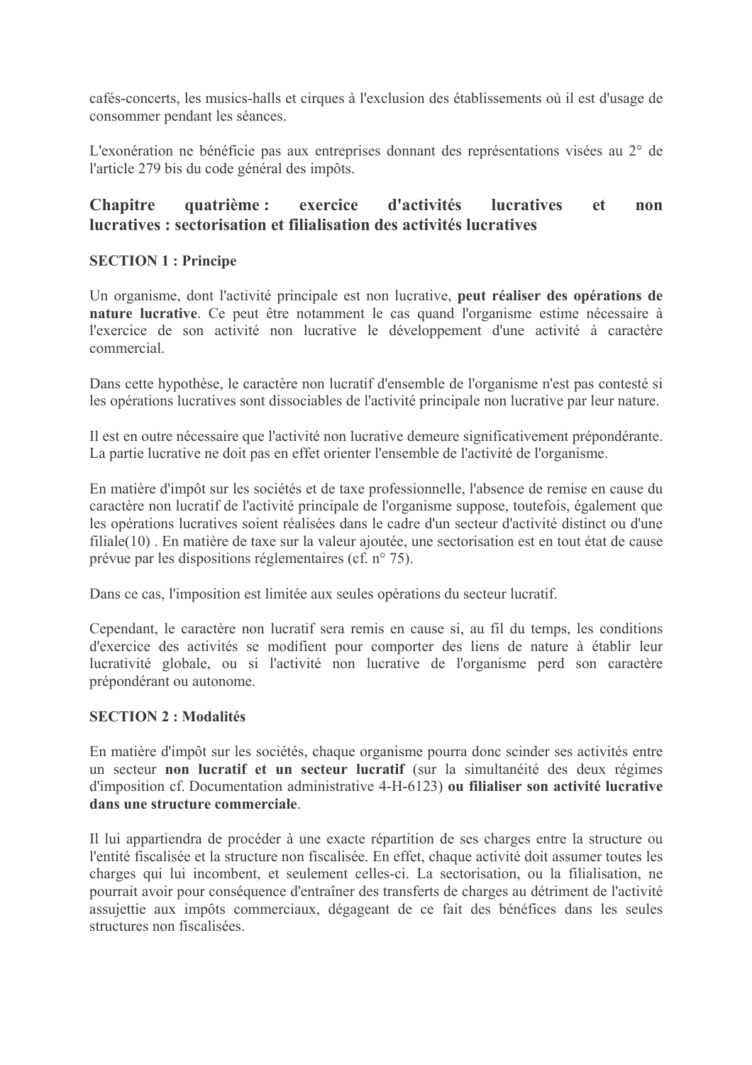cafés-concerts, les musics-halls et cirques à l'exclusion des établissements où il est d'usage de consommer pendant les séances.

L'exonération ne bénéficie pas aux entreprises donnant des représentations visées au 2° de l'article 279 bis du code général des impôts.

## Chapitre quatrième : exercice d'activités lucratives et non lucratives : sectorisation et filialisation des activités lucratives

### SECTION 1 : Principe

Un organisme, dont l'activité principale est non lucrative, **peut réaliser des opérations de nature lucrative**. Ce peut être notamment le cas quand l'organisme estime nécessaire à l'exercice de son activité non lucrative le développement d'une activité à caractère commercial.

Dans cette hypothèse, le caractère non lucratif d'ensemble de l'organisme n'est pas contesté si les opérations lucratives sont dissociables de l'activité principale non lucrative par leur nature.

Il est en outre nécessaire que l'activité non lucrative demeure significativement prépondérante. La partie lucrative ne doit pas en effet orienter l'ensemble de l'activité de l'organisme.

En matière d'impôt sur les sociétés et de taxe professionnelle, l'absence de remise en cause du caractère non lucratif de l'activité principale de l'organisme suppose, toutefois, également que les opérations lucratives soient réalisées dans le cadre d'un secteur d'activité distinct ou d'une filiale(10) . En matière de taxe sur la valeur ajoutée, une sectorisation est en tout état de cause prévue par les dispositions réglementaires (cf. n° 75).

Dans ce cas, l'imposition est limitée aux seules opérations du secteur lucratif.

Cependant, le caractère non lucratif sera remis en cause si, au fil du temps, les conditions d'exercice des activités se modifient pour comporter des liens de nature à établir leur lucrativité globale, ou si l'activité non lucrative de l'organisme perd son caractère prépondérant ou autonome.

### SECTION 2 : Modalités

En matière d'impôt sur les sociétés, chaque organisme pourra donc scinder ses activités entre un secteur **non lucratif et un secteur lucratif** (sur la simultanéité des deux régimes d'imposition cf. Documentation administrative 4-H-6123) **ou filialiser son activité lucrative dans une structure commerciale**.

Il lui appartiendra de procéder à une exacte répartition de ses charges entre la structure ou l'entité fiscalisée et la structure non fiscalisée. En effet, chaque activité doit assumer toutes les charges qui lui incombent, et seulement celles-ci. La sectorisation, ou la filialisation, ne pourrait avoir pour conséquence d'entraîner des transferts de charges au détriment de l'activité assujettie aux impôts commerciaux, dégageant de ce fait des bénéfices dans les seules structures non fiscalisées.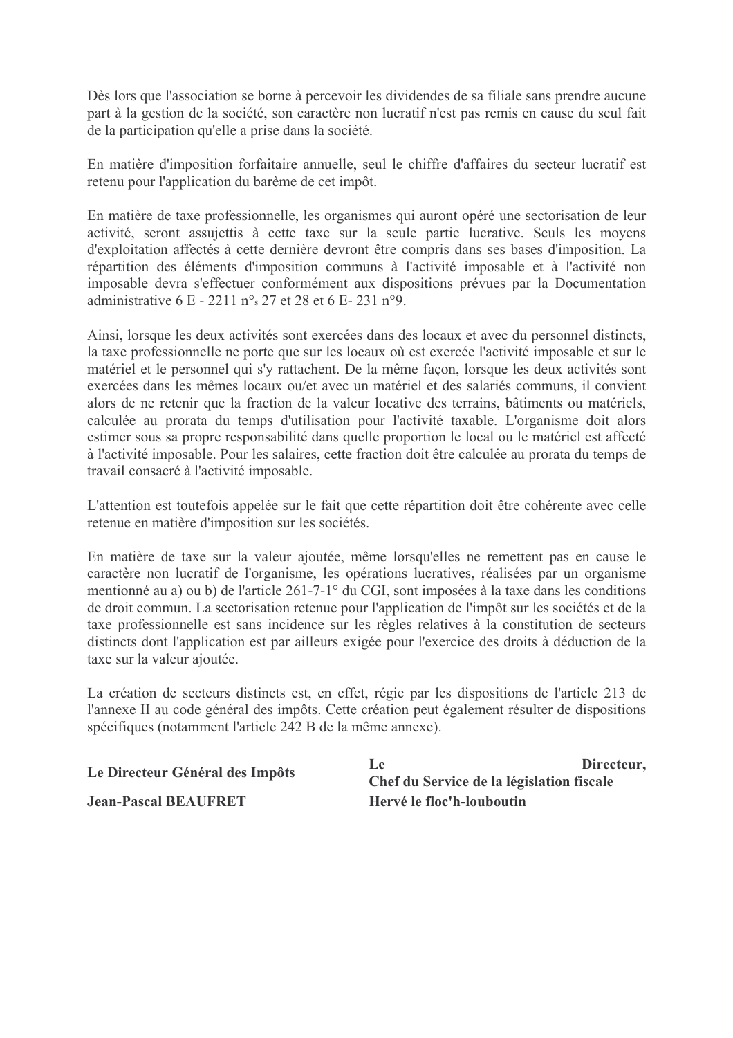Dès lors que l'association se borne à percevoir les dividendes de sa filiale sans prendre aucune part à la gestion de la société, son caractère non lucratif n'est pas remis en cause du seul fait de la participation qu'elle a prise dans la société.

En matière d'imposition forfaitaire annuelle, seul le chiffre d'affaires du secteur lucratif est retenu pour l'application du barème de cet impôt.

En matière de taxe professionnelle, les organismes qui auront opéré une sectorisation de leur activité, seront assujettis à cette taxe sur la seule partie lucrative. Seuls les moyens d'exploitation affectés à cette dernière devront être compris dans ses bases d'imposition. La répartition des éléments d'imposition communs à l'activité imposable et à l'activité non imposable devra s'effectuer conformément aux dispositions prévues par la Documentation administrative 6 E - 2211 n°s 27 et 28 et 6 E- 231 n°9.

Ainsi, lorsque les deux activités sont exercées dans des locaux et avec du personnel distincts, la taxe professionnelle ne porte que sur les locaux où est exercée l'activité imposable et sur le matériel et le personnel qui s'y rattachent. De la même façon, lorsque les deux activités sont exercées dans les mêmes locaux ou/et avec un matériel et des salariés communs, il convient alors de ne retenir que la fraction de la valeur locative des terrains, bâtiments ou matériels, calculée au prorata du temps d'utilisation pour l'activité taxable. L'organisme doit alors estimer sous sa propre responsabilité dans quelle proportion le local ou le matériel est affecté à l'activité imposable. Pour les salaires, cette fraction doit être calculée au prorata du temps de travail consacré à l'activité imposable.

L'attention est toutefois appelée sur le fait que cette répartition doit être cohérente avec celle retenue en matière d'imposition sur les sociétés.

En matière de taxe sur la valeur ajoutée, même lorsqu'elles ne remettent pas en cause le caractère non lucratif de l'organisme, les opérations lucratives, réalisées par un organisme mentionné au a) ou b) de l'article 261-7-1° du CGI, sont imposées à la taxe dans les conditions de droit commun. La sectorisation retenue pour l'application de l'impôt sur les sociétés et de la taxe professionnelle est sans incidence sur les règles relatives à la constitution de secteurs distincts dont l'application est par ailleurs exigée pour l'exercice des droits à déduction de la taxe sur la valeur ajoutée.

La création de secteurs distincts est, en effet, régie par les dispositions de l'article 213 de l'annexe II au code général des impôts. Cette création peut également résulter de dispositions spécifiques (notamment l'article 242 B de la même annexe).

| | |
|---|---|
| **Le Directeur Général des Impôts** | **Le Directeur, Chef du Service de la législation fiscale** |
| **Jean-Pascal BEAUFRET** | **Hervé le floc'h-louboutin** |